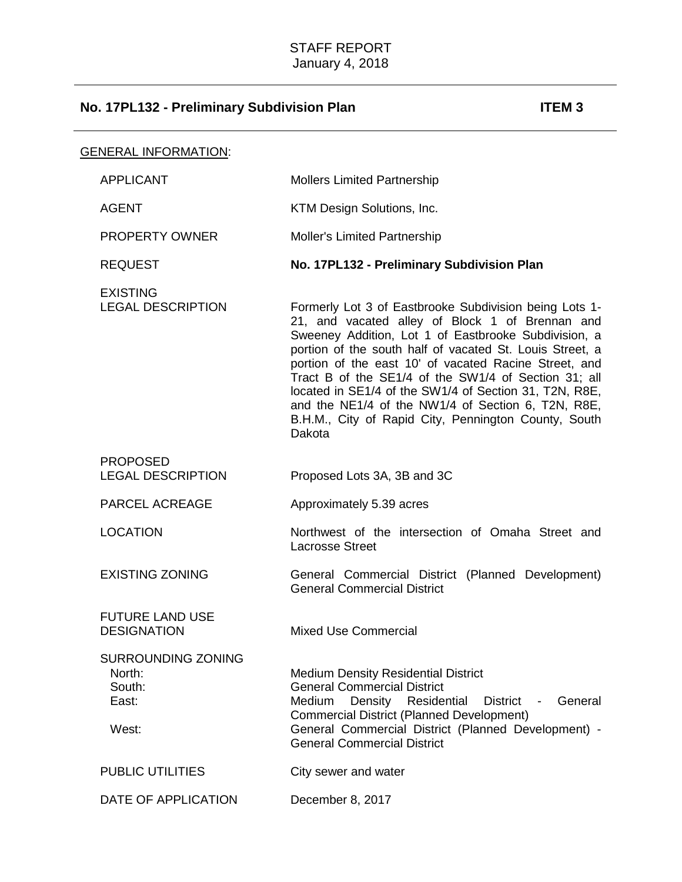STAFF REPORT
January 4, 2018

## No. 17PL132 - Preliminary Subdivision Plan — ITEM 3

GENERAL INFORMATION:

| | |
|---|---|
| APPLICANT | Mollers Limited Partnership |
| AGENT | KTM Design Solutions, Inc. |
| PROPERTY OWNER | Moller's Limited Partnership |
| REQUEST | **No. 17PL132 - Preliminary Subdivision Plan** |
| EXISTING LEGAL DESCRIPTION | Formerly Lot 3 of Eastbrooke Subdivision being Lots 1-21, and vacated alley of Block 1 of Brennan and Sweeney Addition, Lot 1 of Eastbrooke Subdivision, a portion of the south half of vacated St. Louis Street, a portion of the east 10' of vacated Racine Street, and Tract B of the SE1/4 of the SW1/4 of Section 31; all located in SE1/4 of the SW1/4 of Section 31, T2N, R8E, and the NE1/4 of the NW1/4 of Section 6, T2N, R8E, B.H.M., City of Rapid City, Pennington County, South Dakota |
| PROPOSED LEGAL DESCRIPTION | Proposed Lots 3A, 3B and 3C |
| PARCEL ACREAGE | Approximately 5.39 acres |
| LOCATION | Northwest of the intersection of Omaha Street and Lacrosse Street |
| EXISTING ZONING | General Commercial District (Planned Development) General Commercial District |
| FUTURE LAND USE DESIGNATION | Mixed Use Commercial |
| SURROUNDING ZONING | |
| North: | Medium Density Residential District |
| South: | General Commercial District |
| East: | Medium Density Residential District - General Commercial District (Planned Development) |
| West: | General Commercial District (Planned Development) - General Commercial District |
| PUBLIC UTILITIES | City sewer and water |
| DATE OF APPLICATION | December 8, 2017 |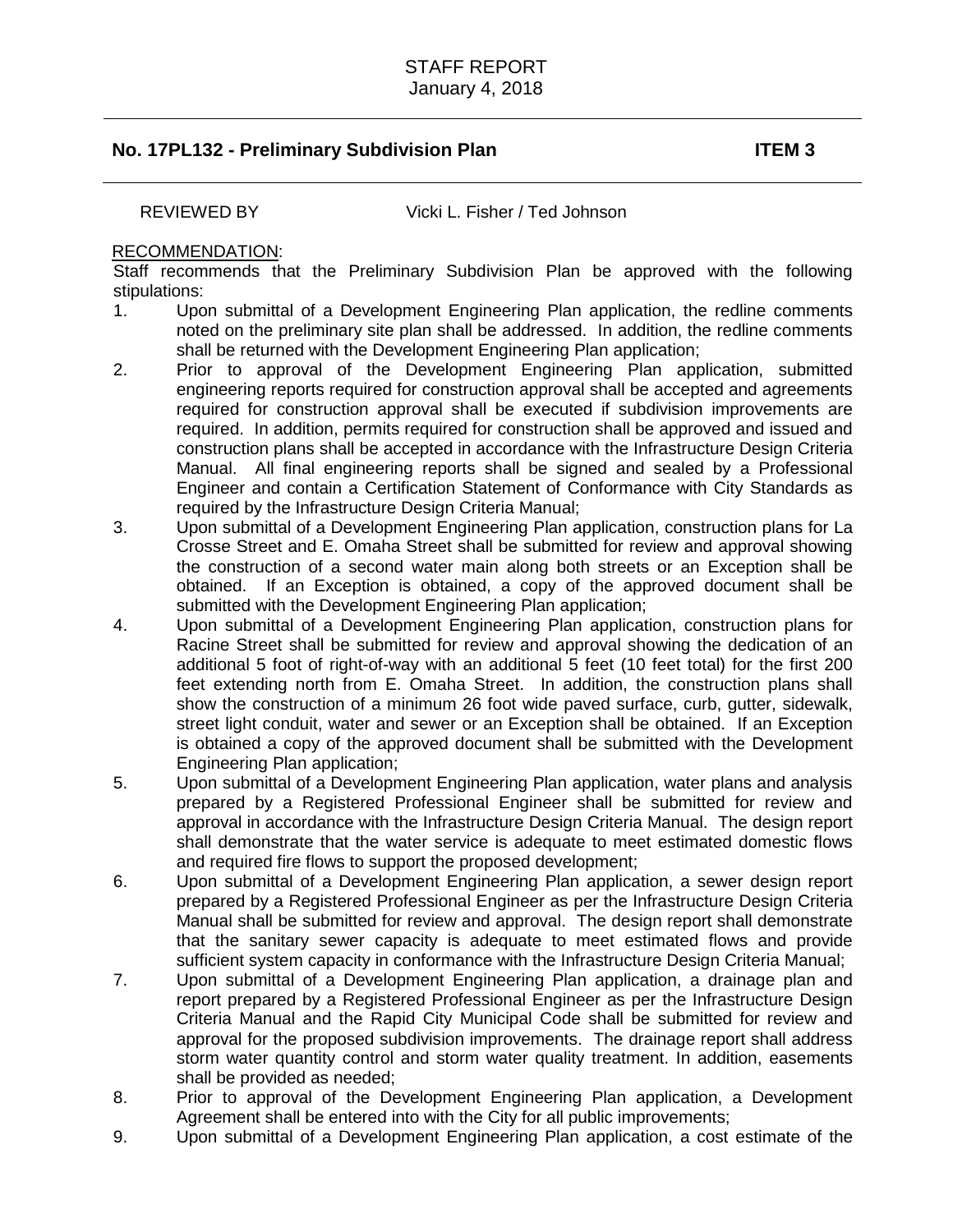STAFF REPORT
January 4, 2018

## No. 17PL132 - Preliminary Subdivision Plan ITEM 3

REVIEWED BY Vicki L. Fisher / Ted Johnson

RECOMMENDATION:

Staff recommends that the Preliminary Subdivision Plan be approved with the following stipulations:

1. Upon submittal of a Development Engineering Plan application, the redline comments noted on the preliminary site plan shall be addressed. In addition, the redline comments shall be returned with the Development Engineering Plan application;
2. Prior to approval of the Development Engineering Plan application, submitted engineering reports required for construction approval shall be accepted and agreements required for construction approval shall be executed if subdivision improvements are required. In addition, permits required for construction shall be approved and issued and construction plans shall be accepted in accordance with the Infrastructure Design Criteria Manual. All final engineering reports shall be signed and sealed by a Professional Engineer and contain a Certification Statement of Conformance with City Standards as required by the Infrastructure Design Criteria Manual;
3. Upon submittal of a Development Engineering Plan application, construction plans for La Crosse Street and E. Omaha Street shall be submitted for review and approval showing the construction of a second water main along both streets or an Exception shall be obtained. If an Exception is obtained, a copy of the approved document shall be submitted with the Development Engineering Plan application;
4. Upon submittal of a Development Engineering Plan application, construction plans for Racine Street shall be submitted for review and approval showing the dedication of an additional 5 foot of right-of-way with an additional 5 feet (10 feet total) for the first 200 feet extending north from E. Omaha Street. In addition, the construction plans shall show the construction of a minimum 26 foot wide paved surface, curb, gutter, sidewalk, street light conduit, water and sewer or an Exception shall be obtained. If an Exception is obtained a copy of the approved document shall be submitted with the Development Engineering Plan application;
5. Upon submittal of a Development Engineering Plan application, water plans and analysis prepared by a Registered Professional Engineer shall be submitted for review and approval in accordance with the Infrastructure Design Criteria Manual. The design report shall demonstrate that the water service is adequate to meet estimated domestic flows and required fire flows to support the proposed development;
6. Upon submittal of a Development Engineering Plan application, a sewer design report prepared by a Registered Professional Engineer as per the Infrastructure Design Criteria Manual shall be submitted for review and approval. The design report shall demonstrate that the sanitary sewer capacity is adequate to meet estimated flows and provide sufficient system capacity in conformance with the Infrastructure Design Criteria Manual;
7. Upon submittal of a Development Engineering Plan application, a drainage plan and report prepared by a Registered Professional Engineer as per the Infrastructure Design Criteria Manual and the Rapid City Municipal Code shall be submitted for review and approval for the proposed subdivision improvements. The drainage report shall address storm water quantity control and storm water quality treatment. In addition, easements shall be provided as needed;
8. Prior to approval of the Development Engineering Plan application, a Development Agreement shall be entered into with the City for all public improvements;
9. Upon submittal of a Development Engineering Plan application, a cost estimate of the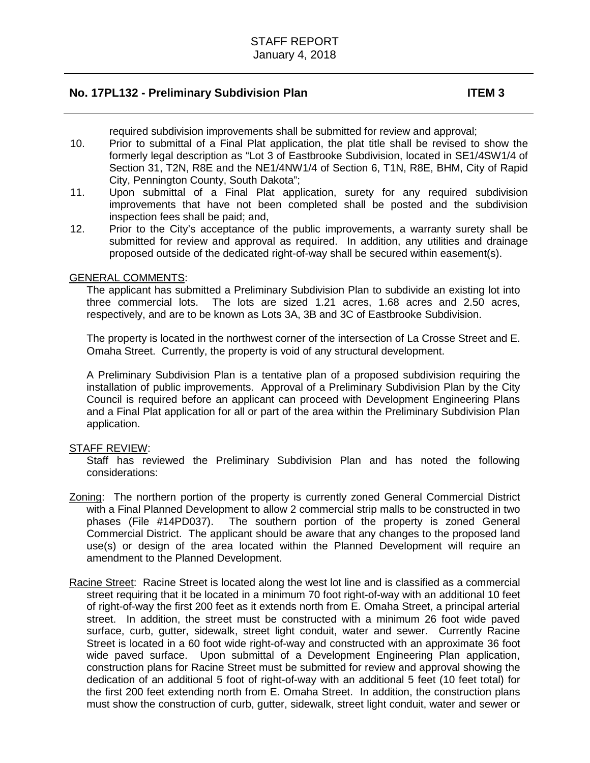required subdivision improvements shall be submitted for review and approval;

10. Prior to submittal of a Final Plat application, the plat title shall be revised to show the formerly legal description as "Lot 3 of Eastbrooke Subdivision, located in SE1/4SW1/4 of Section 31, T2N, R8E and the NE1/4NW1/4 of Section 6, T1N, R8E, BHM, City of Rapid City, Pennington County, South Dakota";
11. Upon submittal of a Final Plat application, surety for any required subdivision improvements that have not been completed shall be posted and the subdivision inspection fees shall be paid; and,
12. Prior to the City's acceptance of the public improvements, a warranty surety shall be submitted for review and approval as required. In addition, any utilities and drainage proposed outside of the dedicated right-of-way shall be secured within easement(s).

GENERAL COMMENTS:

The applicant has submitted a Preliminary Subdivision Plan to subdivide an existing lot into three commercial lots. The lots are sized 1.21 acres, 1.68 acres and 2.50 acres, respectively, and are to be known as Lots 3A, 3B and 3C of Eastbrooke Subdivision.

The property is located in the northwest corner of the intersection of La Crosse Street and E. Omaha Street. Currently, the property is void of any structural development.

A Preliminary Subdivision Plan is a tentative plan of a proposed subdivision requiring the installation of public improvements. Approval of a Preliminary Subdivision Plan by the City Council is required before an applicant can proceed with Development Engineering Plans and a Final Plat application for all or part of the area within the Preliminary Subdivision Plan application.

STAFF REVIEW:

Staff has reviewed the Preliminary Subdivision Plan and has noted the following considerations:

Zoning: The northern portion of the property is currently zoned General Commercial District with a Final Planned Development to allow 2 commercial strip malls to be constructed in two phases (File #14PD037). The southern portion of the property is zoned General Commercial District. The applicant should be aware that any changes to the proposed land use(s) or design of the area located within the Planned Development will require an amendment to the Planned Development.

Racine Street: Racine Street is located along the west lot line and is classified as a commercial street requiring that it be located in a minimum 70 foot right-of-way with an additional 10 feet of right-of-way the first 200 feet as it extends north from E. Omaha Street, a principal arterial street. In addition, the street must be constructed with a minimum 26 foot wide paved surface, curb, gutter, sidewalk, street light conduit, water and sewer. Currently Racine Street is located in a 60 foot wide right-of-way and constructed with an approximate 36 foot wide paved surface. Upon submittal of a Development Engineering Plan application, construction plans for Racine Street must be submitted for review and approval showing the dedication of an additional 5 foot of right-of-way with an additional 5 feet (10 feet total) for the first 200 feet extending north from E. Omaha Street. In addition, the construction plans must show the construction of curb, gutter, sidewalk, street light conduit, water and sewer or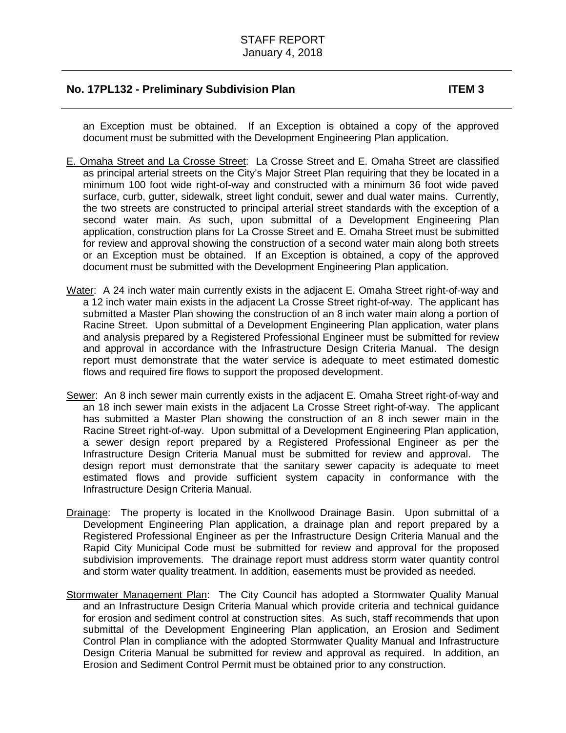an Exception must be obtained. If an Exception is obtained a copy of the approved document must be submitted with the Development Engineering Plan application.

E. Omaha Street and La Crosse Street: La Crosse Street and E. Omaha Street are classified as principal arterial streets on the City's Major Street Plan requiring that they be located in a minimum 100 foot wide right-of-way and constructed with a minimum 36 foot wide paved surface, curb, gutter, sidewalk, street light conduit, sewer and dual water mains. Currently, the two streets are constructed to principal arterial street standards with the exception of a second water main. As such, upon submittal of a Development Engineering Plan application, construction plans for La Crosse Street and E. Omaha Street must be submitted for review and approval showing the construction of a second water main along both streets or an Exception must be obtained. If an Exception is obtained, a copy of the approved document must be submitted with the Development Engineering Plan application.

Water: A 24 inch water main currently exists in the adjacent E. Omaha Street right-of-way and a 12 inch water main exists in the adjacent La Crosse Street right-of-way. The applicant has submitted a Master Plan showing the construction of an 8 inch water main along a portion of Racine Street. Upon submittal of a Development Engineering Plan application, water plans and analysis prepared by a Registered Professional Engineer must be submitted for review and approval in accordance with the Infrastructure Design Criteria Manual. The design report must demonstrate that the water service is adequate to meet estimated domestic flows and required fire flows to support the proposed development.

Sewer: An 8 inch sewer main currently exists in the adjacent E. Omaha Street right-of-way and an 18 inch sewer main exists in the adjacent La Crosse Street right-of-way. The applicant has submitted a Master Plan showing the construction of an 8 inch sewer main in the Racine Street right-of-way. Upon submittal of a Development Engineering Plan application, a sewer design report prepared by a Registered Professional Engineer as per the Infrastructure Design Criteria Manual must be submitted for review and approval. The design report must demonstrate that the sanitary sewer capacity is adequate to meet estimated flows and provide sufficient system capacity in conformance with the Infrastructure Design Criteria Manual.

Drainage: The property is located in the Knollwood Drainage Basin. Upon submittal of a Development Engineering Plan application, a drainage plan and report prepared by a Registered Professional Engineer as per the Infrastructure Design Criteria Manual and the Rapid City Municipal Code must be submitted for review and approval for the proposed subdivision improvements. The drainage report must address storm water quantity control and storm water quality treatment. In addition, easements must be provided as needed.

Stormwater Management Plan: The City Council has adopted a Stormwater Quality Manual and an Infrastructure Design Criteria Manual which provide criteria and technical guidance for erosion and sediment control at construction sites. As such, staff recommends that upon submittal of the Development Engineering Plan application, an Erosion and Sediment Control Plan in compliance with the adopted Stormwater Quality Manual and Infrastructure Design Criteria Manual be submitted for review and approval as required. In addition, an Erosion and Sediment Control Permit must be obtained prior to any construction.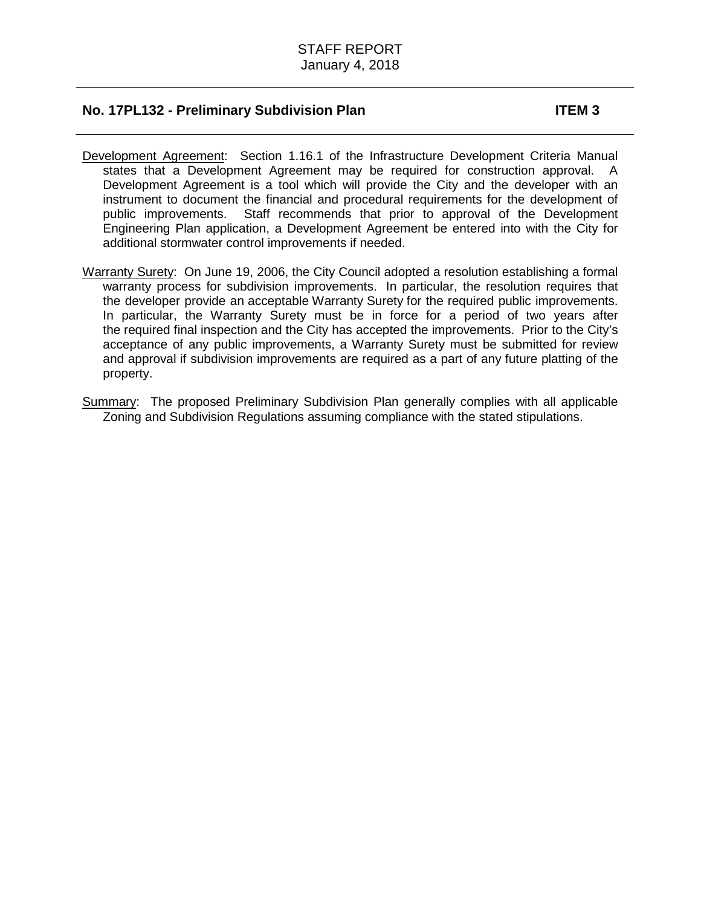**No. 17PL132 - Preliminary Subdivision Plan ITEM 3**

Development Agreement: Section 1.16.1 of the Infrastructure Development Criteria Manual states that a Development Agreement may be required for construction approval. A Development Agreement is a tool which will provide the City and the developer with an instrument to document the financial and procedural requirements for the development of public improvements. Staff recommends that prior to approval of the Development Engineering Plan application, a Development Agreement be entered into with the City for additional stormwater control improvements if needed.

Warranty Surety: On June 19, 2006, the City Council adopted a resolution establishing a formal warranty process for subdivision improvements. In particular, the resolution requires that the developer provide an acceptable Warranty Surety for the required public improvements. In particular, the Warranty Surety must be in force for a period of two years after the required final inspection and the City has accepted the improvements. Prior to the City's acceptance of any public improvements, a Warranty Surety must be submitted for review and approval if subdivision improvements are required as a part of any future platting of the property.

Summary: The proposed Preliminary Subdivision Plan generally complies with all applicable Zoning and Subdivision Regulations assuming compliance with the stated stipulations.